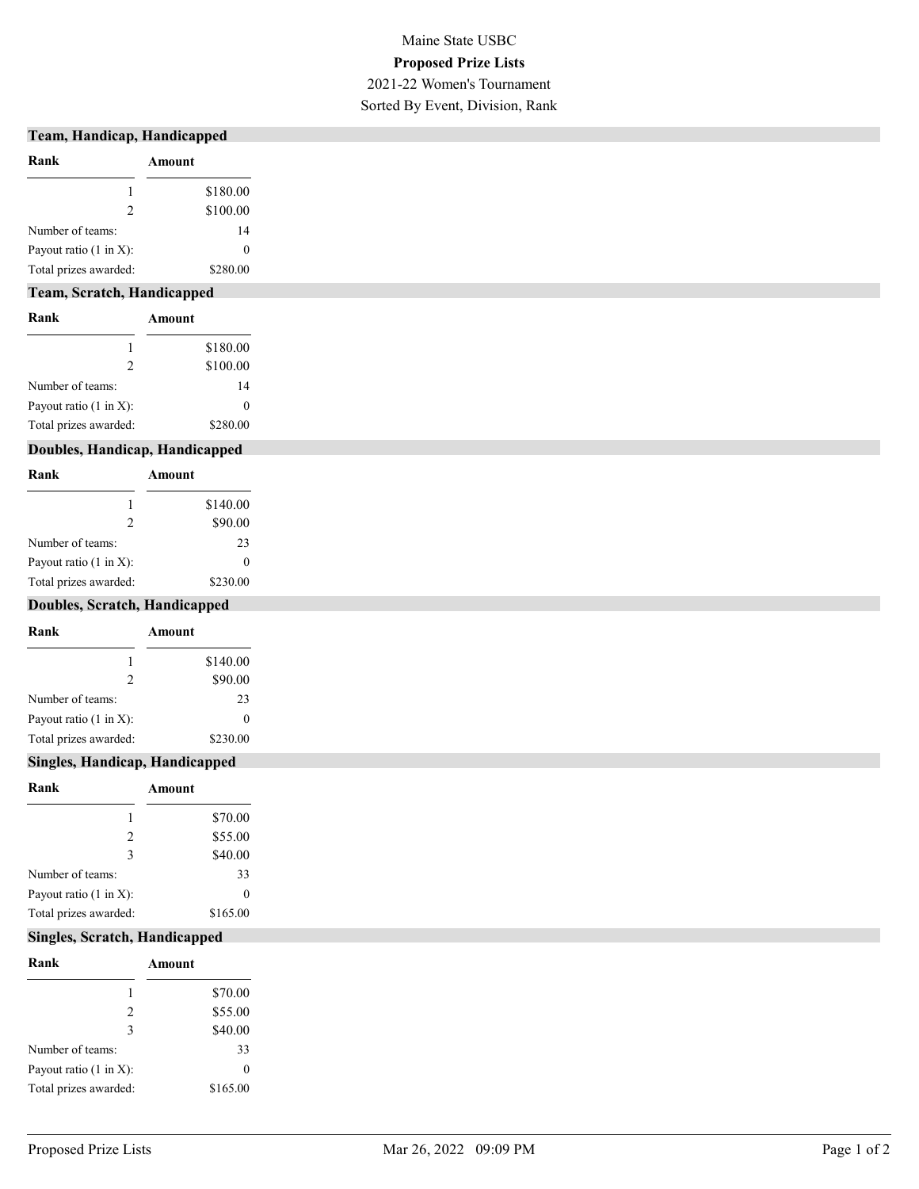Maine State USBC

**Proposed Prize Lists**

2021-22 Women's Tournament

Sorted By Event, Division, Rank

## Team, Handicap, Handicapped

| Rank | Amount |
|---|---|
| 1 | $180.00 |
| 2 | $100.00 |
| Number of teams: | 14 |
| Payout ratio (1 in X): | 0 |
| Total prizes awarded: | $280.00 |

## Team, Scratch, Handicapped

| Rank | Amount |
|---|---|
| 1 | $180.00 |
| 2 | $100.00 |
| Number of teams: | 14 |
| Payout ratio (1 in X): | 0 |
| Total prizes awarded: | $280.00 |

## Doubles, Handicap, Handicapped

| Rank | Amount |
|---|---|
| 1 | $140.00 |
| 2 | $90.00 |
| Number of teams: | 23 |
| Payout ratio (1 in X): | 0 |
| Total prizes awarded: | $230.00 |

## Doubles, Scratch, Handicapped

| Rank | Amount |
|---|---|
| 1 | $140.00 |
| 2 | $90.00 |
| Number of teams: | 23 |
| Payout ratio (1 in X): | 0 |
| Total prizes awarded: | $230.00 |

## Singles, Handicap, Handicapped

| Rank | Amount |
|---|---|
| 1 | $70.00 |
| 2 | $55.00 |
| 3 | $40.00 |
| Number of teams: | 33 |
| Payout ratio (1 in X): | 0 |
| Total prizes awarded: | $165.00 |

## Singles, Scratch, Handicapped

| Rank | Amount |
|---|---|
| 1 | $70.00 |
| 2 | $55.00 |
| 3 | $40.00 |
| Number of teams: | 33 |
| Payout ratio (1 in X): | 0 |
| Total prizes awarded: | $165.00 |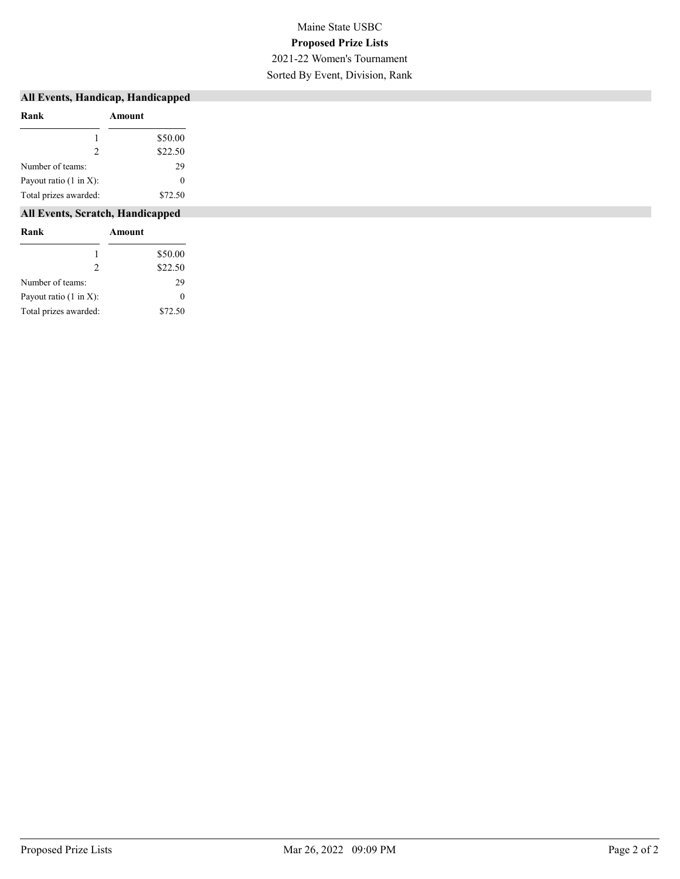Maine State USBC

**Proposed Prize Lists**

2021-22 Women's Tournament

Sorted By Event, Division, Rank

## All Events, Handicap, Handicapped

| Rank | Amount |
|---|---|
| 1 | $50.00 |
| 2 | $22.50 |
| Number of teams: | 29 |
| Payout ratio (1 in X): | 0 |
| Total prizes awarded: | $72.50 |

## All Events, Scratch, Handicapped

| Rank | Amount |
|---|---|
| 1 | $50.00 |
| 2 | $22.50 |
| Number of teams: | 29 |
| Payout ratio (1 in X): | 0 |
| Total prizes awarded: | $72.50 |